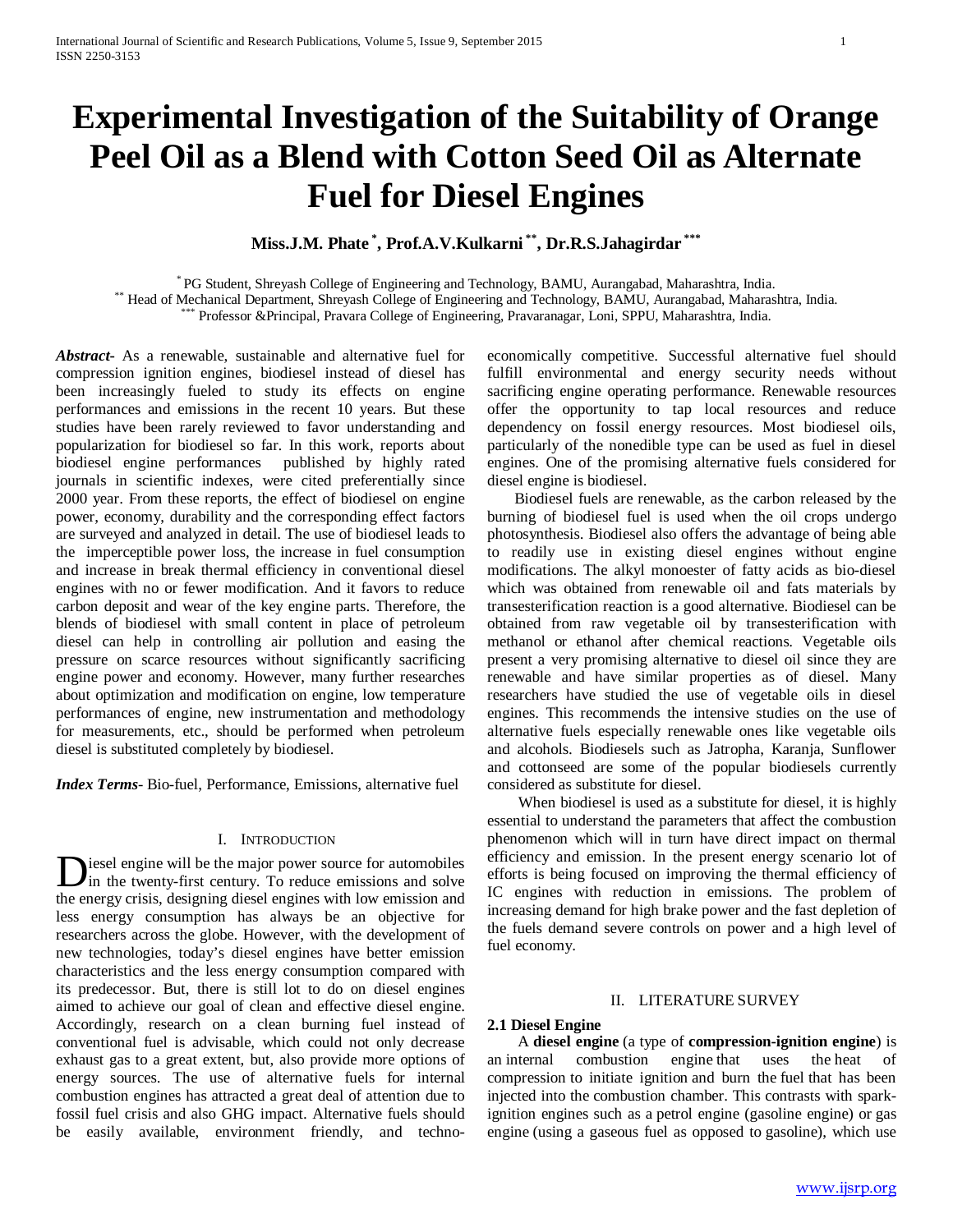# Experimental Investigation of the Suitability of Orange Peel Oil as a Blend with Cotton Seed Oil as Alternate Fuel for Diesel Engines

**Miss.J.M. Phate [*], Prof.A.V.Kulkarni [**], Dr.R.S.Jahagirdar [***]**

[*] PG Student, Shreyash College of Engineering and Technology, BAMU, Aurangabad, Maharashtra, India.
[**] Head of Mechanical Department, Shreyash College of Engineering and Technology, BAMU, Aurangabad, Maharashtra, India.
[***] Professor &Principal, Pravara College of Engineering, Pravaranagar, Loni, SPPU, Maharashtra, India.

***Abstract***- As a renewable, sustainable and alternative fuel for compression ignition engines, biodiesel instead of diesel has been increasingly fueled to study its effects on engine performances and emissions in the recent 10 years. But these studies have been rarely reviewed to favor understanding and popularization for biodiesel so far. In this work, reports about biodiesel engine performances published by highly rated journals in scientific indexes, were cited preferentially since 2000 year. From these reports, the effect of biodiesel on engine power, economy, durability and the corresponding effect factors are surveyed and analyzed in detail. The use of biodiesel leads to the imperceptible power loss, the increase in fuel consumption and increase in break thermal efficiency in conventional diesel engines with no or fewer modification. And it favors to reduce carbon deposit and wear of the key engine parts. Therefore, the blends of biodiesel with small content in place of petroleum diesel can help in controlling air pollution and easing the pressure on scarce resources without significantly sacrificing engine power and economy. However, many further researches about optimization and modification on engine, low temperature performances of engine, new instrumentation and methodology for measurements, etc., should be performed when petroleum diesel is substituted completely by biodiesel.

***Index Terms***- Bio-fuel, Performance, Emissions, alternative fuel

## I. Introduction

Diesel engine will be the major power source for automobiles in the twenty-first century. To reduce emissions and solve the energy crisis, designing diesel engines with low emission and less energy consumption has always be an objective for researchers across the globe. However, with the development of new technologies, today's diesel engines have better emission characteristics and the less energy consumption compared with its predecessor. But, there is still lot to do on diesel engines aimed to achieve our goal of clean and effective diesel engine. Accordingly, research on a clean burning fuel instead of conventional fuel is advisable, which could not only decrease exhaust gas to a great extent, but, also provide more options of energy sources. The use of alternative fuels for internal combustion engines has attracted a great deal of attention due to fossil fuel crisis and also GHG impact. Alternative fuels should be easily available, environment friendly, and techno-economically competitive. Successful alternative fuel should fulfill environmental and energy security needs without sacrificing engine operating performance. Renewable resources offer the opportunity to tap local resources and reduce dependency on fossil energy resources. Most biodiesel oils, particularly of the nonedible type can be used as fuel in diesel engines. One of the promising alternative fuels considered for diesel engine is biodiesel.

Biodiesel fuels are renewable, as the carbon released by the burning of biodiesel fuel is used when the oil crops undergo photosynthesis. Biodiesel also offers the advantage of being able to readily use in existing diesel engines without engine modifications. The alkyl monoester of fatty acids as bio-diesel which was obtained from renewable oil and fats materials by transesterification reaction is a good alternative. Biodiesel can be obtained from raw vegetable oil by transesterification with methanol or ethanol after chemical reactions. Vegetable oils present a very promising alternative to diesel oil since they are renewable and have similar properties as of diesel. Many researchers have studied the use of vegetable oils in diesel engines. This recommends the intensive studies on the use of alternative fuels especially renewable ones like vegetable oils and alcohols. Biodiesels such as Jatropha, Karanja, Sunflower and cottonseed are some of the popular biodiesels currently considered as substitute for diesel.

When biodiesel is used as a substitute for diesel, it is highly essential to understand the parameters that affect the combustion phenomenon which will in turn have direct impact on thermal efficiency and emission. In the present energy scenario lot of efforts is being focused on improving the thermal efficiency of IC engines with reduction in emissions. The problem of increasing demand for high brake power and the fast depletion of the fuels demand severe controls on power and a high level of fuel economy.

## II. Literature Survey

### 2.1 Diesel Engine

A **diesel engine** (a type of **compression-ignition engine**) is an internal combustion engine that uses the heat of compression to initiate ignition and burn the fuel that has been injected into the combustion chamber. This contrasts with spark-ignition engines such as a petrol engine (gasoline engine) or gas engine (using a gaseous fuel as opposed to gasoline), which use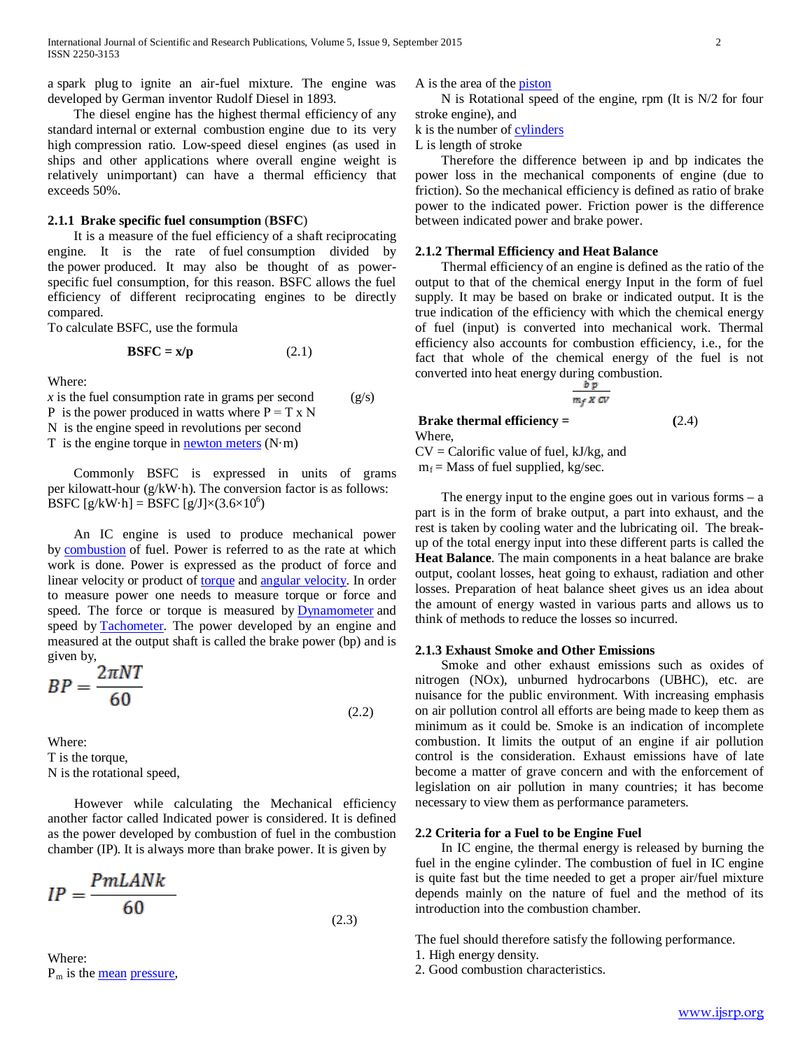a spark plug to ignite an air-fuel mixture. The engine was developed by German inventor Rudolf Diesel in 1893.

The diesel engine has the highest thermal efficiency of any standard internal or external combustion engine due to its very high compression ratio. Low-speed diesel engines (as used in ships and other applications where overall engine weight is relatively unimportant) can have a thermal efficiency that exceeds 50%.

### 2.1.1 Brake specific fuel consumption (BSFC)

It is a measure of the fuel efficiency of a shaft reciprocating engine. It is the rate of fuel consumption divided by the power produced. It may also be thought of as power-specific fuel consumption, for this reason. BSFC allows the fuel efficiency of different reciprocating engines to be directly compared.

To calculate BSFC, use the formula

$$\mathbf{BSFC = x/p} \tag{2.1}$$

Where:
$x$ is the fuel consumption rate in grams per second (g/s)
P is the power produced in watts where P = T x N
N is the engine speed in revolutions per second
T is the engine torque in newton meters (N·m)

Commonly BSFC is expressed in units of grams per kilowatt-hour (g/kW·h). The conversion factor is as follows:
BSFC [g/kW·h] = BSFC [g/J]×($3.6\times10^6$)

An IC engine is used to produce mechanical power by combustion of fuel. Power is referred to as the rate at which work is done. Power is expressed as the product of force and linear velocity or product of torque and angular velocity. In order to measure power one needs to measure torque or force and speed. The force or torque is measured by Dynamometer and speed by Tachometer. The power developed by an engine and measured at the output shaft is called the brake power (bp) and is given by,

$$BP = \frac{2\pi NT}{60} \tag{2.2}$$

Where:
T is the torque,
N is the rotational speed,

However while calculating the Mechanical efficiency another factor called Indicated power is considered. It is defined as the power developed by combustion of fuel in the combustion chamber (IP). It is always more than brake power. It is given by

$$IP = \frac{PmLANk}{60} \tag{2.3}$$

Where:
$P_m$ is the mean pressure,
A is the area of the piston
N is Rotational speed of the engine, rpm (It is N/2 for four stroke engine), and
k is the number of cylinders
L is length of stroke

Therefore the difference between ip and bp indicates the power loss in the mechanical components of engine (due to friction). So the mechanical efficiency is defined as ratio of brake power to the indicated power. Friction power is the difference between indicated power and brake power.

### 2.1.2 Thermal Efficiency and Heat Balance

Thermal efficiency of an engine is defined as the ratio of the output to that of the chemical energy Input in the form of fuel supply. It may be based on brake or indicated output. It is the true indication of the efficiency with which the chemical energy of fuel (input) is converted into mechanical work. Thermal efficiency also accounts for combustion efficiency, i.e., for the fact that whole of the chemical energy of the fuel is not converted into heat energy during combustion.

$$\textbf{Brake thermal efficiency} = \frac{bp}{m_f \times CV} \tag{2.4}$$

Where,
CV = Calorific value of fuel, kJ/kg, and
$m_f$ = Mass of fuel supplied, kg/sec.

The energy input to the engine goes out in various forms – a part is in the form of brake output, a part into exhaust, and the rest is taken by cooling water and the lubricating oil. The break-up of the total energy input into these different parts is called the **Heat Balance**. The main components in a heat balance are brake output, coolant losses, heat going to exhaust, radiation and other losses. Preparation of heat balance sheet gives us an idea about the amount of energy wasted in various parts and allows us to think of methods to reduce the losses so incurred.

### 2.1.3 Exhaust Smoke and Other Emissions

Smoke and other exhaust emissions such as oxides of nitrogen (NOx), unburned hydrocarbons (UBHC), etc. are nuisance for the public environment. With increasing emphasis on air pollution control all efforts are being made to keep them as minimum as it could be. Smoke is an indication of incomplete combustion. It limits the output of an engine if air pollution control is the consideration. Exhaust emissions have of late become a matter of grave concern and with the enforcement of legislation on air pollution in many countries; it has become necessary to view them as performance parameters.

## 2.2 Criteria for a Fuel to be Engine Fuel

In IC engine, the thermal energy is released by burning the fuel in the engine cylinder. The combustion of fuel in IC engine is quite fast but the time needed to get a proper air/fuel mixture depends mainly on the nature of fuel and the method of its introduction into the combustion chamber.

The fuel should therefore satisfy the following performance.

1. High energy density.
2. Good combustion characteristics.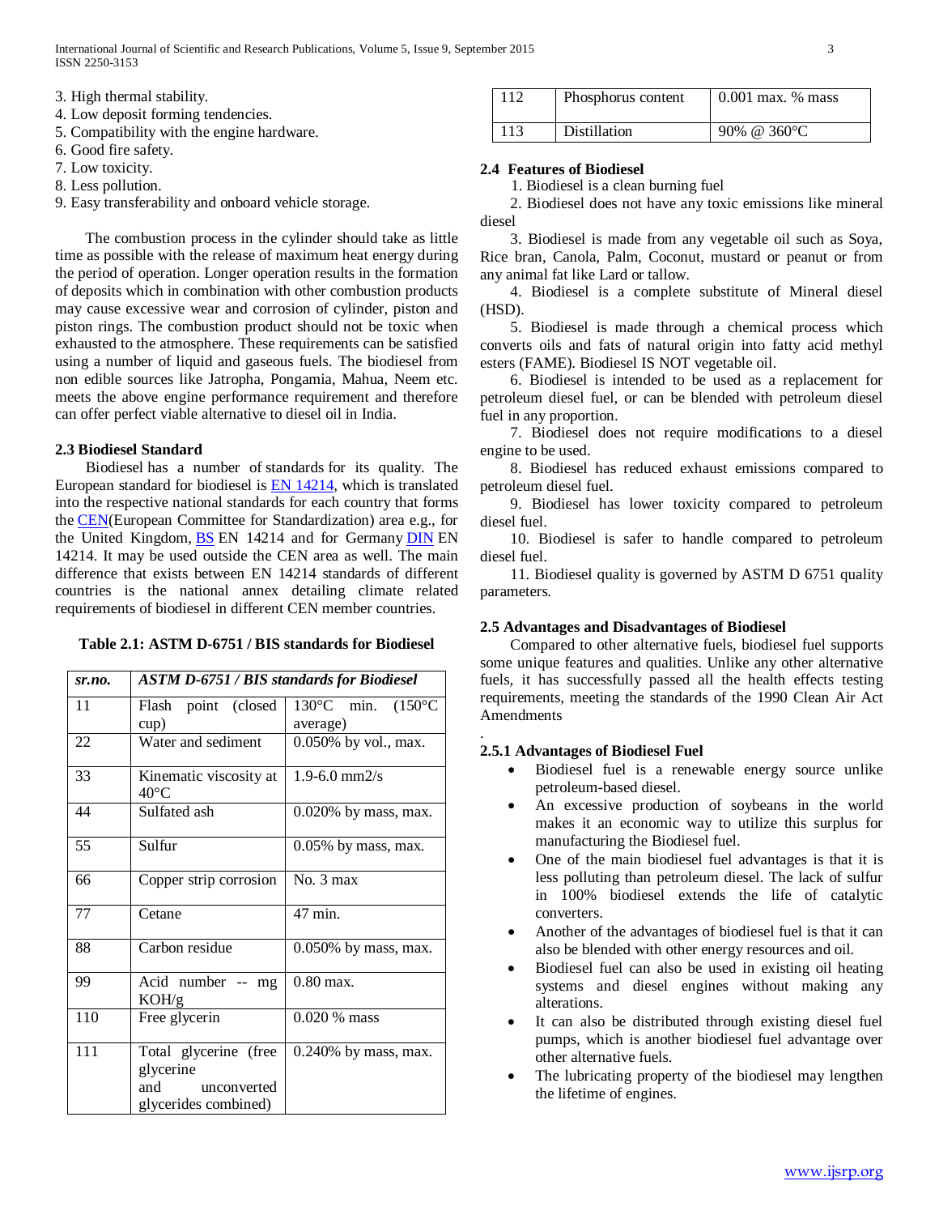3. High thermal stability.
4. Low deposit forming tendencies.
5. Compatibility with the engine hardware.
6. Good fire safety.
7. Low toxicity.
8. Less pollution.
9. Easy transferability and onboard vehicle storage.

The combustion process in the cylinder should take as little time as possible with the release of maximum heat energy during the period of operation. Longer operation results in the formation of deposits which in combination with other combustion products may cause excessive wear and corrosion of cylinder, piston and piston rings. The combustion product should not be toxic when exhausted to the atmosphere. These requirements can be satisfied using a number of liquid and gaseous fuels. The biodiesel from non edible sources like Jatropha, Pongamia, Mahua, Neem etc. meets the above engine performance requirement and therefore can offer perfect viable alternative to diesel oil in India.

### 2.3 Biodiesel Standard

Biodiesel has a number of standards for its quality. The European standard for biodiesel is EN 14214, which is translated into the respective national standards for each country that forms the CEN(European Committee for Standardization) area e.g., for the United Kingdom, BS EN 14214 and for Germany DIN EN 14214. It may be used outside the CEN area as well. The main difference that exists between EN 14214 standards of different countries is the national annex detailing climate related requirements of biodiesel in different CEN member countries.

**Table 2.1: ASTM D-6751 / BIS standards for Biodiesel**

| *sr.no.* | *ASTM D-6751 / BIS standards for Biodiesel* | |
|---|---|---|
| 11 | Flash point (closed cup) | 130°C min. (150°C average) |
| 22 | Water and sediment | 0.050% by vol., max. |
| 33 | Kinematic viscosity at 40°C | 1.9-6.0 mm2/s |
| 44 | Sulfated ash | 0.020% by mass, max. |
| 55 | Sulfur | 0.05% by mass, max. |
| 66 | Copper strip corrosion | No. 3 max |
| 77 | Cetane | 47 min. |
| 88 | Carbon residue | 0.050% by mass, max. |
| 99 | Acid number -- mg KOH/g | 0.80 max. |
| 110 | Free glycerin | 0.020 % mass |
| 111 | Total glycerine (free glycerine and unconverted glycerides combined) | 0.240% by mass, max. |
| 112 | Phosphorus content | 0.001 max. % mass |
| 113 | Distillation | 90% @ 360°C |

### 2.4 Features of Biodiesel

1. Biodiesel is a clean burning fuel
2. Biodiesel does not have any toxic emissions like mineral diesel
3. Biodiesel is made from any vegetable oil such as Soya, Rice bran, Canola, Palm, Coconut, mustard or peanut or from any animal fat like Lard or tallow.
4. Biodiesel is a complete substitute of Mineral diesel (HSD).
5. Biodiesel is made through a chemical process which converts oils and fats of natural origin into fatty acid methyl esters (FAME). Biodiesel IS NOT vegetable oil.
6. Biodiesel is intended to be used as a replacement for petroleum diesel fuel, or can be blended with petroleum diesel fuel in any proportion.
7. Biodiesel does not require modifications to a diesel engine to be used.
8. Biodiesel has reduced exhaust emissions compared to petroleum diesel fuel.
9. Biodiesel has lower toxicity compared to petroleum diesel fuel.
10. Biodiesel is safer to handle compared to petroleum diesel fuel.
11. Biodiesel quality is governed by ASTM D 6751 quality parameters.

### 2.5 Advantages and Disadvantages of Biodiesel

Compared to other alternative fuels, biodiesel fuel supports some unique features and qualities. Unlike any other alternative fuels, it has successfully passed all the health effects testing requirements, meeting the standards of the 1990 Clean Air Act Amendments

.

#### 2.5.1 Advantages of Biodiesel Fuel

- Biodiesel fuel is a renewable energy source unlike petroleum-based diesel.
- An excessive production of soybeans in the world makes it an economic way to utilize this surplus for manufacturing the Biodiesel fuel.
- One of the main biodiesel fuel advantages is that it is less polluting than petroleum diesel. The lack of sulfur in 100% biodiesel extends the life of catalytic converters.
- Another of the advantages of biodiesel fuel is that it can also be blended with other energy resources and oil.
- Biodiesel fuel can also be used in existing oil heating systems and diesel engines without making any alterations.
- It can also be distributed through existing diesel fuel pumps, which is another biodiesel fuel advantage over other alternative fuels.
- The lubricating property of the biodiesel may lengthen the lifetime of engines.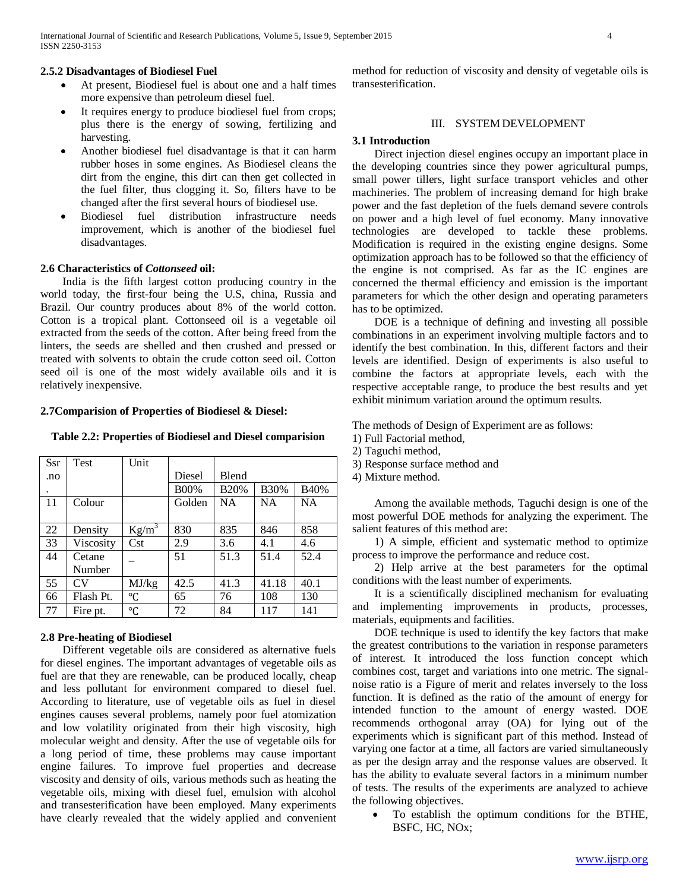### 2.5.2 Disadvantages of Biodiesel Fuel

- At present, Biodiesel fuel is about one and a half times more expensive than petroleum diesel fuel.
- It requires energy to produce biodiesel fuel from crops; plus there is the energy of sowing, fertilizing and harvesting.
- Another biodiesel fuel disadvantage is that it can harm rubber hoses in some engines. As Biodiesel cleans the dirt from the engine, this dirt can then get collected in the fuel filter, thus clogging it. So, filters have to be changed after the first several hours of biodiesel use.
- Biodiesel fuel distribution infrastructure needs improvement, which is another of the biodiesel fuel disadvantages.

### 2.6 Characteristics of *Cottonseed* oil:

India is the fifth largest cotton producing country in the world today, the first-four being the U.S, china, Russia and Brazil. Our country produces about 8% of the world cotton. Cotton is a tropical plant. Cottonseed oil is a vegetable oil extracted from the seeds of the cotton. After being freed from the linters, the seeds are shelled and then crushed and pressed or treated with solvents to obtain the crude cotton seed oil. Cotton seed oil is one of the most widely available oils and it is relatively inexpensive.

### 2.7Comparision of Properties of Biodiesel & Diesel:

**Table 2.2: Properties of Biodiesel and Diesel comparision**

| Ssr .no. | Test | Unit | Diesel | Blend | | |
|---|---|---|---|---|---|---|
| | | | B00% | B20% | B30% | B40% |
| 11 | Colour | | Golden | NA | NA | NA |
| 22 | Density | $Kg/m^3$ | 830 | 835 | 846 | 858 |
| 33 | Viscosity | Cst | 2.9 | 3.6 | 4.1 | 4.6 |
| 44 | Cetane Number | _ | 51 | 51.3 | 51.4 | 52.4 |
| 55 | CV | MJ/kg | 42.5 | 41.3 | 41.18 | 40.1 |
| 66 | Flash Pt. | ℃ | 65 | 76 | 108 | 130 |
| 77 | Fire pt. | ℃ | 72 | 84 | 117 | 141 |

### 2.8 Pre-heating of Biodiesel

Different vegetable oils are considered as alternative fuels for diesel engines. The important advantages of vegetable oils as fuel are that they are renewable, can be produced locally, cheap and less pollutant for environment compared to diesel fuel. According to literature, use of vegetable oils as fuel in diesel engines causes several problems, namely poor fuel atomization and low volatility originated from their high viscosity, high molecular weight and density. After the use of vegetable oils for a long period of time, these problems may cause important engine failures. To improve fuel properties and decrease viscosity and density of oils, various methods such as heating the vegetable oils, mixing with diesel fuel, emulsion with alcohol and transesterification have been employed. Many experiments have clearly revealed that the widely applied and convenient method for reduction of viscosity and density of vegetable oils is transesterification.

## III. SYSTEM DEVELOPMENT

### 3.1 Introduction

Direct injection diesel engines occupy an important place in the developing countries since they power agricultural pumps, small power tillers, light surface transport vehicles and other machineries. The problem of increasing demand for high brake power and the fast depletion of the fuels demand severe controls on power and a high level of fuel economy. Many innovative technologies are developed to tackle these problems. Modification is required in the existing engine designs. Some optimization approach has to be followed so that the efficiency of the engine is not comprised. As far as the IC engines are concerned the thermal efficiency and emission is the important parameters for which the other design and operating parameters has to be optimized.

DOE is a technique of defining and investing all possible combinations in an experiment involving multiple factors and to identify the best combination. In this, different factors and their levels are identified. Design of experiments is also useful to combine the factors at appropriate levels, each with the respective acceptable range, to produce the best results and yet exhibit minimum variation around the optimum results.

The methods of Design of Experiment are as follows:
1) Full Factorial method,
2) Taguchi method,
3) Response surface method and
4) Mixture method.

Among the available methods, Taguchi design is one of the most powerful DOE methods for analyzing the experiment. The salient features of this method are:

1) A simple, efficient and systematic method to optimize process to improve the performance and reduce cost.

2) Help arrive at the best parameters for the optimal conditions with the least number of experiments.

It is a scientifically disciplined mechanism for evaluating and implementing improvements in products, processes, materials, equipments and facilities.

DOE technique is used to identify the key factors that make the greatest contributions to the variation in response parameters of interest. It introduced the loss function concept which combines cost, target and variations into one metric. The signal-noise ratio is a Figure of merit and relates inversely to the loss function. It is defined as the ratio of the amount of energy for intended function to the amount of energy wasted. DOE recommends orthogonal array (OA) for lying out of the experiments which is significant part of this method. Instead of varying one factor at a time, all factors are varied simultaneously as per the design array and the response values are observed. It has the ability to evaluate several factors in a minimum number of tests. The results of the experiments are analyzed to achieve the following objectives.

- To establish the optimum conditions for the BTHE, BSFC, HC, NOx;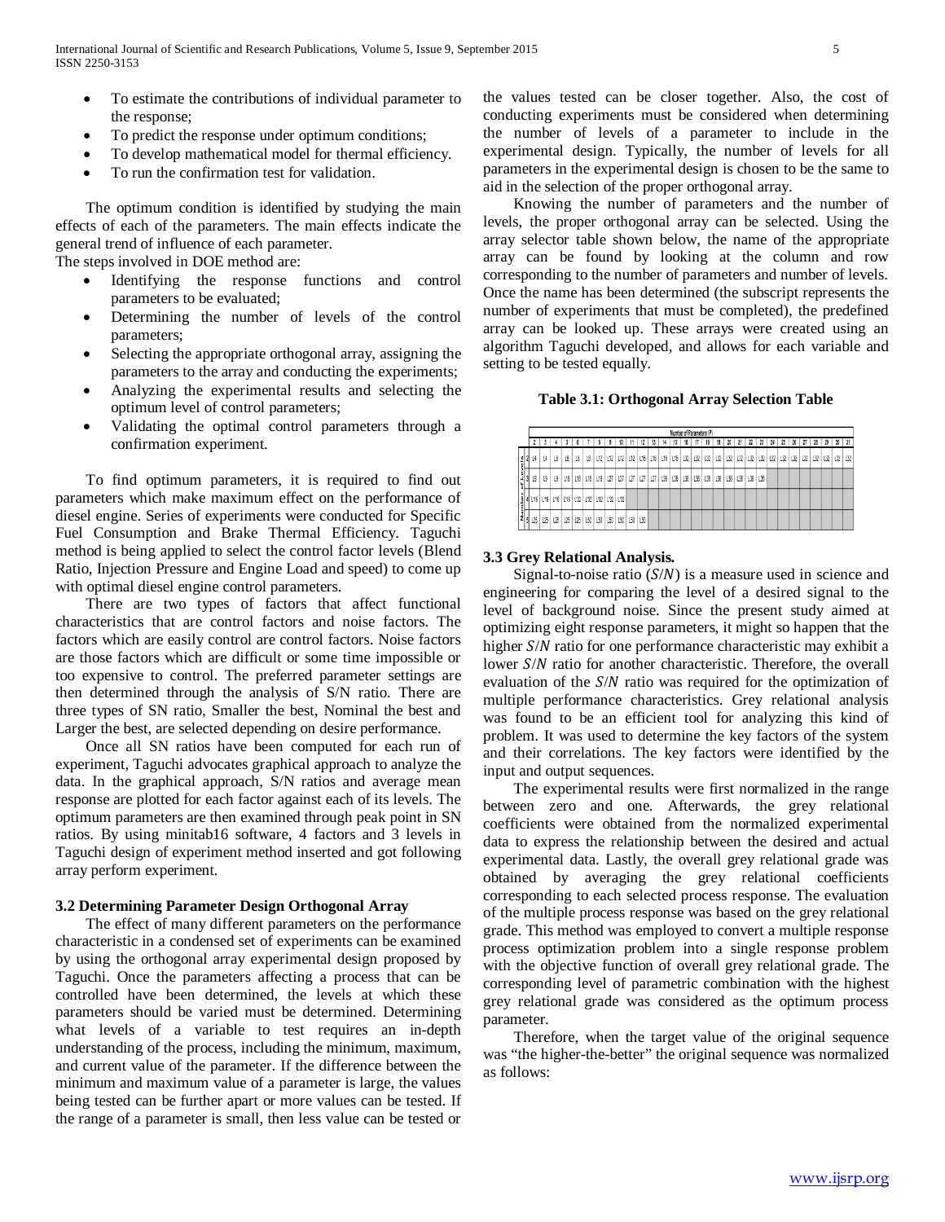- To estimate the contributions of individual parameter to the response;
- To predict the response under optimum conditions;
- To develop mathematical model for thermal efficiency.
- To run the confirmation test for validation.

The optimum condition is identified by studying the main effects of each of the parameters. The main effects indicate the general trend of influence of each parameter.

The steps involved in DOE method are:

- Identifying the response functions and control parameters to be evaluated;
- Determining the number of levels of the control parameters;
- Selecting the appropriate orthogonal array, assigning the parameters to the array and conducting the experiments;
- Analyzing the experimental results and selecting the optimum level of control parameters;
- Validating the optimal control parameters through a confirmation experiment.

To find optimum parameters, it is required to find out parameters which make maximum effect on the performance of diesel engine. Series of experiments were conducted for Specific Fuel Consumption and Brake Thermal Efficiency. Taguchi method is being applied to select the control factor levels (Blend Ratio, Injection Pressure and Engine Load and speed) to come up with optimal diesel engine control parameters.

There are two types of factors that affect functional characteristics that are control factors and noise factors. The factors which are easily control are control factors. Noise factors are those factors which are difficult or some time impossible or too expensive to control. The preferred parameter settings are then determined through the analysis of S/N ratio. There are three types of SN ratio, Smaller the best, Nominal the best and Larger the best, are selected depending on desire performance.

Once all SN ratios have been computed for each run of experiment, Taguchi advocates graphical approach to analyze the data. In the graphical approach, S/N ratios and average mean response are plotted for each factor against each of its levels. The optimum parameters are then examined through peak point in SN ratios. By using minitab16 software, 4 factors and 3 levels in Taguchi design of experiment method inserted and got following array perform experiment.

### 3.2 Determining Parameter Design Orthogonal Array

The effect of many different parameters on the performance characteristic in a condensed set of experiments can be examined by using the orthogonal array experimental design proposed by Taguchi. Once the parameters affecting a process that can be controlled have been determined, the levels at which these parameters should be varied must be determined. Determining what levels of a variable to test requires an in-depth understanding of the process, including the minimum, maximum, and current value of the parameter. If the difference between the minimum and maximum value of a parameter is large, the values being tested can be further apart or more values can be tested. If the range of a parameter is small, then less value can be tested or the values tested can be closer together. Also, the cost of conducting experiments must be considered when determining the number of levels of a parameter to include in the experimental design. Typically, the number of levels for all parameters in the experimental design is chosen to be the same to aid in the selection of the proper orthogonal array.

Knowing the number of parameters and the number of levels, the proper orthogonal array can be selected. Using the array selector table shown below, the name of the appropriate array can be found by looking at the column and row corresponding to the number of parameters and number of levels. Once the name has been determined (the subscript represents the number of experiments that must be completed), the predefined array can be looked up. These arrays were created using an algorithm Taguchi developed, and allows for each variable and setting to be tested equally.

**Table 3.1: Orthogonal Array Selection Table**

| Number of Levels | Number of Parameters (P) | | | | | | | | | | | | | | | | | | | | | | | | | | | | | |
|---|---|---|---|---|---|---|---|---|---|---|---|---|---|---|---|---|---|---|---|---|---|---|---|---|---|---|---|---|---|---|
| | 2 | 3 | 4 | 5 | 6 | 7 | 8 | 9 | 10 | 11 | 12 | 13 | 14 | 15 | 16 | 17 | 18 | 19 | 20 | 21 | 22 | 23 | 24 | 25 | 26 | 27 | 28 | 29 | 30 | 31 |
| 2 | L4 | L4 | L8 | L8 | L8 | L8 | L12 | L12 | L12 | L12 | L16 | L16 | L16 | L16 | L32 | L32 | L32 | L32 | L32 | L32 | L32 | L32 | L32 | L32 | L32 | L32 | L32 | L32 | L32 | L32 |
| 3 | L9 | L9 | L9 | L18 | L18 | L18 | L18 | L27 | L27 | L27 | L27 | L27 | L36 | L36 | L36 | L36 | L36 | L36 | L36 | L36 | L36 | L36 | | | | | | | | |
| 4 | L'16 | L'16 | L'16 | L'16 | L'32 | L'32 | L'32 | L'32 | L'32 | | | | | | | | | | | | | | | | | | | | | |
| 5 | L25 | L25 | L25 | L25 | L25 | L50 | L50 | L50 | L50 | L50 | L50 | | | | | | | | | | | | | | | | | | | |

### 3.3 Grey Relational Analysis.

Signal-to-noise ratio ($S/N$) is a measure used in science and engineering for comparing the level of a desired signal to the level of background noise. Since the present study aimed at optimizing eight response parameters, it might so happen that the higher $S/N$ ratio for one performance characteristic may exhibit a lower $S/N$ ratio for another characteristic. Therefore, the overall evaluation of the $S/N$ ratio was required for the optimization of multiple performance characteristics. Grey relational analysis was found to be an efficient tool for analyzing this kind of problem. It was used to determine the key factors of the system and their correlations. The key factors were identified by the input and output sequences.

The experimental results were first normalized in the range between zero and one. Afterwards, the grey relational coefficients were obtained from the normalized experimental data to express the relationship between the desired and actual experimental data. Lastly, the overall grey relational grade was obtained by averaging the grey relational coefficients corresponding to each selected process response. The evaluation of the multiple process response was based on the grey relational grade. This method was employed to convert a multiple response process optimization problem into a single response problem with the objective function of overall grey relational grade. The corresponding level of parametric combination with the highest grey relational grade was considered as the optimum process parameter.

Therefore, when the target value of the original sequence was "the higher-the-better" the original sequence was normalized as follows: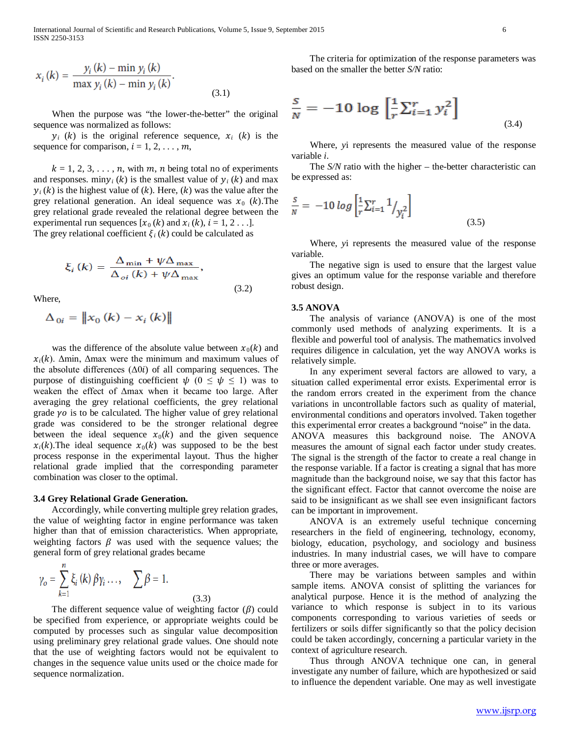$$x_i(k) = \frac{y_i(k) - \min y_i(k)}{\max y_i(k) - \min y_i(k)}. \tag{3.1}$$

When the purpose was "the lower-the-better" the original sequence was normalized as follows:

$y_i(k)$ is the original reference sequence, $x_i(k)$ is the sequence for comparison, $i = 1, 2, \ldots, m$,

$k = 1, 2, 3, \ldots, n$, with $m$, $n$ being total no of experiments and responses. $\min y_i(k)$ is the smallest value of $y_i(k)$ and $\max y_i(k)$ is the highest value of $(k)$. Here, $(k)$ was the value after the grey relational generation. An ideal sequence was $x_0(k)$.The grey relational grade revealed the relational degree between the experimental run sequences $[x_0(k)$ and $x_i(k)$, $i = 1, 2 \ldots]$. The grey relational coefficient $\xi_i(k)$ could be calculated as

$$\xi_i(k) = \frac{\Delta_{\min} + \psi \Delta_{\max}}{\Delta_{oi}(k) + \psi \Delta_{\max}}, \tag{3.2}$$

Where,

$$\Delta_{0i} = \| x_0(k) - x_i(k) \|$$

was the difference of the absolute value between $x_0(k)$ and $x_i(k)$. $\Delta$min, $\Delta$max were the minimum and maximum values of the absolute differences ($\Delta 0i$) of all comparing sequences. The purpose of distinguishing coefficient $\psi$ ($0 \le \psi \le 1$) was to weaken the effect of $\Delta$max when it became too large. After averaging the grey relational coefficients, the grey relational grade $\gamma o$ is to be calculated. The higher value of grey relational grade was considered to be the stronger relational degree between the ideal sequence $x_0(k)$ and the given sequence $x_i(k)$.The ideal sequence $x_0(k)$ was supposed to be the best process response in the experimental layout. Thus the higher relational grade implied that the corresponding parameter combination was closer to the optimal.

### 3.4 Grey Relational Grade Generation.

Accordingly, while converting multiple grey relation grades, the value of weighting factor in engine performance was taken higher than that of emission characteristics. When appropriate, weighting factors $\beta$ was used with the sequence values; the general form of grey relational grades became

$$\gamma_o = \sum_{k=1}^{n} \xi_i(k) \beta \gamma_i \ldots, \quad \sum \beta = 1. \tag{3.3}$$

The different sequence value of weighting factor ($\beta$) could be specified from experience, or appropriate weights could be computed by processes such as singular value decomposition using preliminary grey relational grade values. One should note that the use of weighting factors would not be equivalent to changes in the sequence value units used or the choice made for sequence normalization.

The criteria for optimization of the response parameters was based on the smaller the better *S/N* ratio:

$$\frac{S}{N} = -10 \log \left[ \frac{1}{r} \sum_{i=1}^{r} y_i^2 \right] \tag{3.4}$$

Where, *yi* represents the measured value of the response variable *i*.

The *S/N* ratio with the higher – the-better characteristic can be expressed as:

$$\frac{S}{N} = -10 \log \left[ \frac{1}{r} \sum_{i=1}^{r} 1/_{y_i^2} \right] \tag{3.5}$$

Where, *yi* represents the measured value of the response variable.

The negative sign is used to ensure that the largest value gives an optimum value for the response variable and therefore robust design.

### 3.5 ANOVA

The analysis of variance (ANOVA) is one of the most commonly used methods of analyzing experiments. It is a flexible and powerful tool of analysis. The mathematics involved requires diligence in calculation, yet the way ANOVA works is relatively simple.

In any experiment several factors are allowed to vary, a situation called experimental error exists. Experimental error is the random errors created in the experiment from the chance variations in uncontrollable factors such as quality of material, environmental conditions and operators involved. Taken together this experimental error creates a background "noise" in the data. ANOVA measures this background noise. The ANOVA measures the amount of signal each factor under study creates. The signal is the strength of the factor to create a real change in the response variable. If a factor is creating a signal that has more magnitude than the background noise, we say that this factor has the significant effect. Factor that cannot overcome the noise are said to be insignificant as we shall see even insignificant factors can be important in improvement.

ANOVA is an extremely useful technique concerning researchers in the field of engineering, technology, economy, biology, education, psychology, and sociology and business industries. In many industrial cases, we will have to compare three or more averages.

There may be variations between samples and within sample items. ANOVA consist of splitting the variances for analytical purpose. Hence it is the method of analyzing the variance to which response is subject in to its various components corresponding to various varieties of seeds or fertilizers or soils differ significantly so that the policy decision could be taken accordingly, concerning a particular variety in the context of agriculture research.

Thus through ANOVA technique one can, in general investigate any number of failure, which are hypothesized or said to influence the dependent variable. One may as well investigate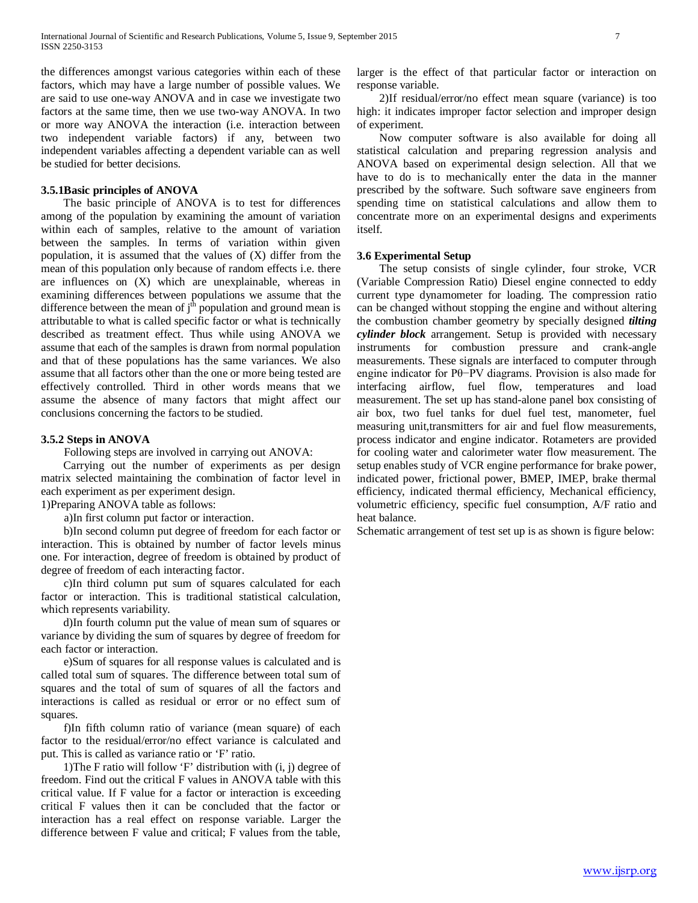the differences amongst various categories within each of these factors, which may have a large number of possible values. We are said to use one-way ANOVA and in case we investigate two factors at the same time, then we use two-way ANOVA. In two or more way ANOVA the interaction (i.e. interaction between two independent variable factors) if any, between two independent variables affecting a dependent variable can as well be studied for better decisions.

### 3.5.1Basic principles of ANOVA

The basic principle of ANOVA is to test for differences among of the population by examining the amount of variation within each of samples, relative to the amount of variation between the samples. In terms of variation within given population, it is assumed that the values of (X) differ from the mean of this population only because of random effects i.e. there are influences on (X) which are unexplainable, whereas in examining differences between populations we assume that the difference between the mean of $j^{th}$ population and ground mean is attributable to what is called specific factor or what is technically described as treatment effect. Thus while using ANOVA we assume that each of the samples is drawn from normal population and that of these populations has the same variances. We also assume that all factors other than the one or more being tested are effectively controlled. Third in other words means that we assume the absence of many factors that might affect our conclusions concerning the factors to be studied.

### 3.5.2 Steps in ANOVA

Following steps are involved in carrying out ANOVA:

Carrying out the number of experiments as per design matrix selected maintaining the combination of factor level in each experiment as per experiment design.

1)Preparing ANOVA table as follows:

a)In first column put factor or interaction.

b)In second column put degree of freedom for each factor or interaction. This is obtained by number of factor levels minus one. For interaction, degree of freedom is obtained by product of degree of freedom of each interacting factor.

c)In third column put sum of squares calculated for each factor or interaction. This is traditional statistical calculation, which represents variability.

d)In fourth column put the value of mean sum of squares or variance by dividing the sum of squares by degree of freedom for each factor or interaction.

e)Sum of squares for all response values is calculated and is called total sum of squares. The difference between total sum of squares and the total of sum of squares of all the factors and interactions is called as residual or error or no effect sum of squares.

f)In fifth column ratio of variance (mean square) of each factor to the residual/error/no effect variance is calculated and put. This is called as variance ratio or 'F' ratio.

1)The F ratio will follow 'F' distribution with (i, j) degree of freedom. Find out the critical F values in ANOVA table with this critical value. If F value for a factor or interaction is exceeding critical F values then it can be concluded that the factor or interaction has a real effect on response variable. Larger the difference between F value and critical; F values from the table, larger is the effect of that particular factor or interaction on response variable.

2)If residual/error/no effect mean square (variance) is too high: it indicates improper factor selection and improper design of experiment.

Now computer software is also available for doing all statistical calculation and preparing regression analysis and ANOVA based on experimental design selection. All that we have to do is to mechanically enter the data in the manner prescribed by the software. Such software save engineers from spending time on statistical calculations and allow them to concentrate more on an experimental designs and experiments itself.

### 3.6 Experimental Setup

The setup consists of single cylinder, four stroke, VCR (Variable Compression Ratio) Diesel engine connected to eddy current type dynamometer for loading. The compression ratio can be changed without stopping the engine and without altering the combustion chamber geometry by specially designed ***tilting cylinder block*** arrangement. Setup is provided with necessary instruments for combustion pressure and crank-angle measurements. These signals are interfaced to computer through engine indicator for Pθ−PV diagrams. Provision is also made for interfacing airflow, fuel flow, temperatures and load measurement. The set up has stand-alone panel box consisting of air box, two fuel tanks for duel fuel test, manometer, fuel measuring unit,transmitters for air and fuel flow measurements, process indicator and engine indicator. Rotameters are provided for cooling water and calorimeter water flow measurement. The setup enables study of VCR engine performance for brake power, indicated power, frictional power, BMEP, IMEP, brake thermal efficiency, indicated thermal efficiency, Mechanical efficiency, volumetric efficiency, specific fuel consumption, A/F ratio and heat balance.

Schematic arrangement of test set up is as shown is figure below: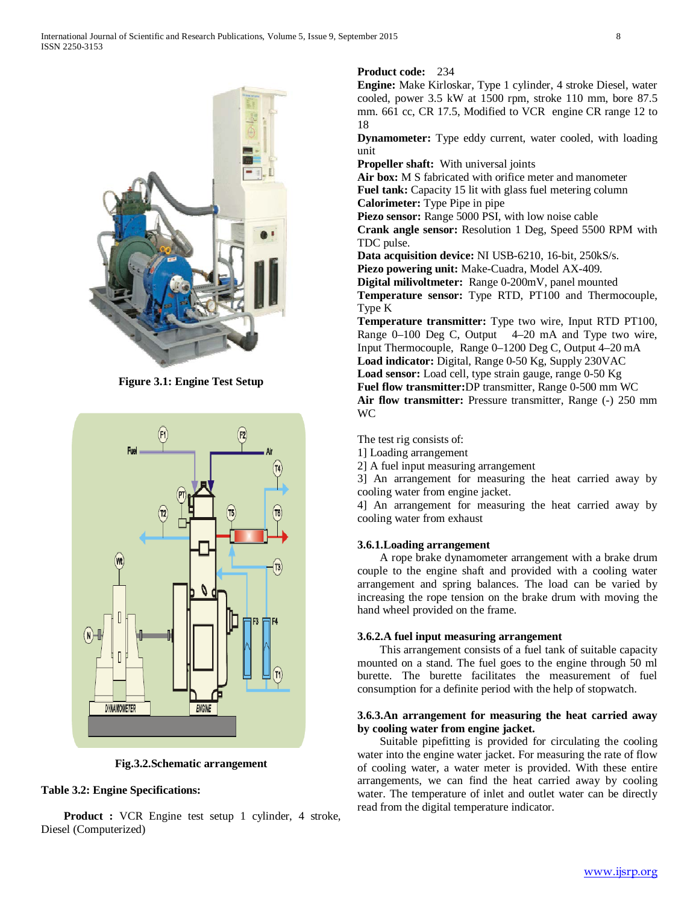Figure 3.1: Engine Test Setup

Fig.3.2.Schematic arrangement

**Table 3.2: Engine Specifications:**

**Product :** VCR Engine test setup 1 cylinder, 4 stroke, Diesel (Computerized)

**Product code:** 234

**Engine:** Make Kirloskar, Type 1 cylinder, 4 stroke Diesel, water cooled, power 3.5 kW at 1500 rpm, stroke 110 mm, bore 87.5 mm. 661 cc, CR 17.5, Modified to VCR engine CR range 12 to 18

**Dynamometer:** Type eddy current, water cooled, with loading unit

**Propeller shaft:** With universal joints

**Air box:** M S fabricated with orifice meter and manometer

**Fuel tank:** Capacity 15 lit with glass fuel metering column

**Calorimeter:** Type Pipe in pipe

**Piezo sensor:** Range 5000 PSI, with low noise cable

**Crank angle sensor:** Resolution 1 Deg, Speed 5500 RPM with TDC pulse.

**Data acquisition device:** NI USB-6210, 16-bit, 250kS/s.

**Piezo powering unit:** Make-Cuadra, Model AX-409.

**Digital milivoltmeter:** Range 0-200mV, panel mounted

**Temperature sensor:** Type RTD, PT100 and Thermocouple, Type K

**Temperature transmitter:** Type two wire, Input RTD PT100, Range 0–100 Deg C, Output 4–20 mA and Type two wire, Input Thermocouple, Range 0–1200 Deg C, Output 4–20 mA

**Load indicator:** Digital, Range 0-50 Kg, Supply 230VAC

**Load sensor:** Load cell, type strain gauge, range 0-50 Kg

**Fuel flow transmitter:**DP transmitter, Range 0-500 mm WC

**Air flow transmitter:** Pressure transmitter, Range (-) 250 mm WC

The test rig consists of:
1] Loading arrangement
2] A fuel input measuring arrangement
3] An arrangement for measuring the heat carried away by cooling water from engine jacket.
4] An arrangement for measuring the heat carried away by cooling water from exhaust

### 3.6.1.Loading arrangement

A rope brake dynamometer arrangement with a brake drum couple to the engine shaft and provided with a cooling water arrangement and spring balances. The load can be varied by increasing the rope tension on the brake drum with moving the hand wheel provided on the frame.

### 3.6.2.A fuel input measuring arrangement

This arrangement consists of a fuel tank of suitable capacity mounted on a stand. The fuel goes to the engine through 50 ml burette. The burette facilitates the measurement of fuel consumption for a definite period with the help of stopwatch.

### 3.6.3.An arrangement for measuring the heat carried away by cooling water from engine jacket.

Suitable pipefitting is provided for circulating the cooling water into the engine water jacket. For measuring the rate of flow of cooling water, a water meter is provided. With these entire arrangements, we can find the heat carried away by cooling water. The temperature of inlet and outlet water can be directly read from the digital temperature indicator.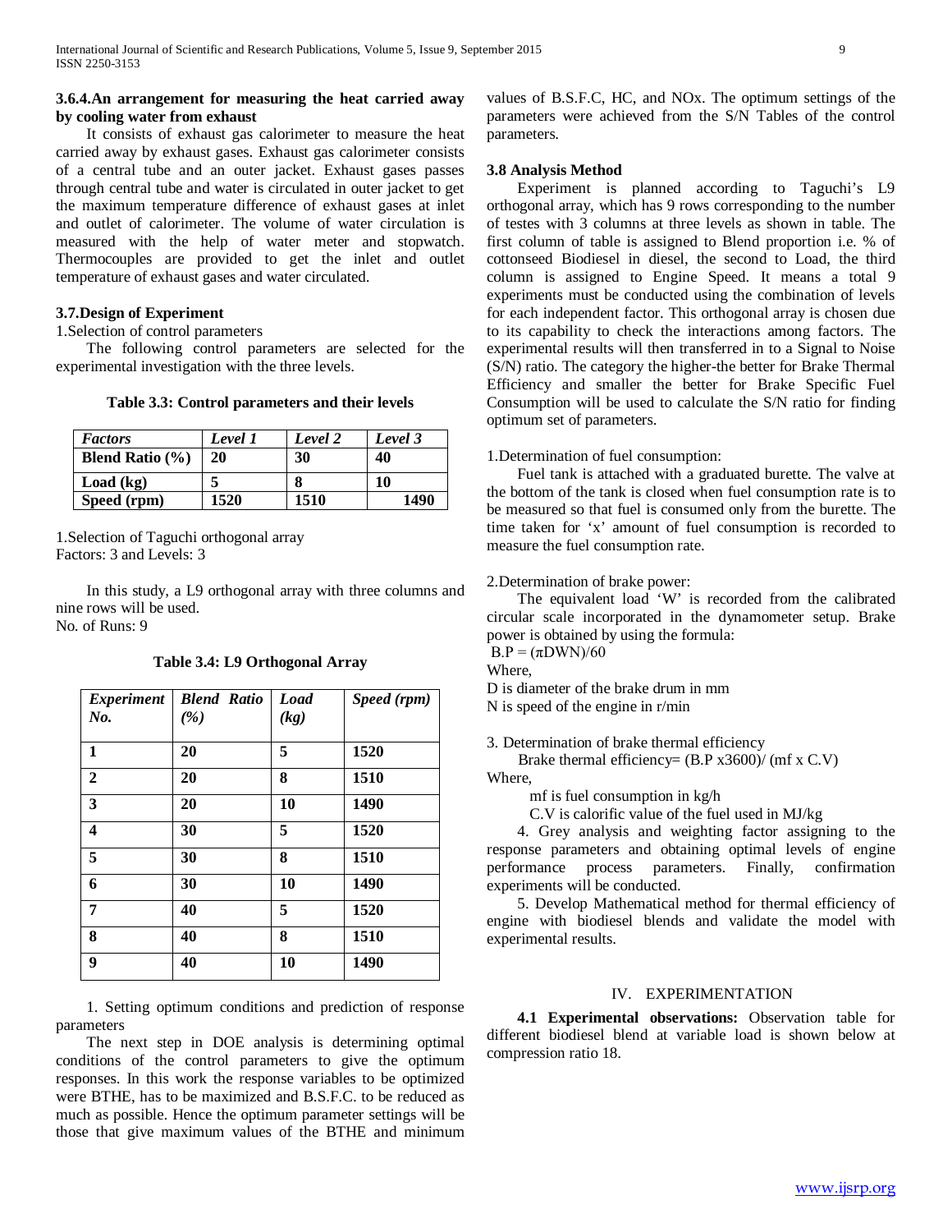### 3.6.4.An arrangement for measuring the heat carried away by cooling water from exhaust

It consists of exhaust gas calorimeter to measure the heat carried away by exhaust gases. Exhaust gas calorimeter consists of a central tube and an outer jacket. Exhaust gases passes through central tube and water is circulated in outer jacket to get the maximum temperature difference of exhaust gases at inlet and outlet of calorimeter. The volume of water circulation is measured with the help of water meter and stopwatch. Thermocouples are provided to get the inlet and outlet temperature of exhaust gases and water circulated.

### 3.7.Design of Experiment

1.Selection of control parameters

The following control parameters are selected for the experimental investigation with the three levels.

**Table 3.3: Control parameters and their levels**

| *Factors* | *Level 1* | *Level 2* | *Level 3* |
|---|---|---|---|
| **Blend Ratio (%)** | **20** | **30** | **40** |
| **Load (kg)** | **5** | **8** | **10** |
| **Speed (rpm)** | **1520** | **1510** | **1490** |

1.Selection of Taguchi orthogonal array
Factors: 3 and Levels: 3

In this study, a L9 orthogonal array with three columns and nine rows will be used.
No. of Runs: 9

**Table 3.4: L9 Orthogonal Array**

| *Experiment No.* | *Blend Ratio (%)* | *Load (kg)* | *Speed (rpm)* |
|---|---|---|---|
| **1** | **20** | **5** | **1520** |
| **2** | **20** | **8** | **1510** |
| **3** | **20** | **10** | **1490** |
| **4** | **30** | **5** | **1520** |
| **5** | **30** | **8** | **1510** |
| **6** | **30** | **10** | **1490** |
| **7** | **40** | **5** | **1520** |
| **8** | **40** | **8** | **1510** |
| **9** | **40** | **10** | **1490** |

1. Setting optimum conditions and prediction of response parameters

The next step in DOE analysis is determining optimal conditions of the control parameters to give the optimum responses. In this work the response variables to be optimized were BTHE, has to be maximized and B.S.F.C. to be reduced as much as possible. Hence the optimum parameter settings will be those that give maximum values of the BTHE and minimum values of B.S.F.C, HC, and NOx. The optimum settings of the parameters were achieved from the S/N Tables of the control parameters.

### 3.8 Analysis Method

Experiment is planned according to Taguchi's L9 orthogonal array, which has 9 rows corresponding to the number of testes with 3 columns at three levels as shown in table. The first column of table is assigned to Blend proportion i.e. % of cottonseed Biodiesel in diesel, the second to Load, the third column is assigned to Engine Speed. It means a total 9 experiments must be conducted using the combination of levels for each independent factor. This orthogonal array is chosen due to its capability to check the interactions among factors. The experimental results will then transferred in to a Signal to Noise (S/N) ratio. The category the higher-the better for Brake Thermal Efficiency and smaller the better for Brake Specific Fuel Consumption will be used to calculate the S/N ratio for finding optimum set of parameters.

1.Determination of fuel consumption:

Fuel tank is attached with a graduated burette. The valve at the bottom of the tank is closed when fuel consumption rate is to be measured so that fuel is consumed only from the burette. The time taken for 'x' amount of fuel consumption is recorded to measure the fuel consumption rate.

2.Determination of brake power:

The equivalent load 'W' is recorded from the calibrated circular scale incorporated in the dynamometer setup. Brake power is obtained by using the formula:

$$B.P = (\pi DWN)/60$$

Where,
D is diameter of the brake drum in mm
N is speed of the engine in r/min

3. Determination of brake thermal efficiency

$$\text{Brake thermal efficiency} = (B.P \times 3600)/(mf \times C.V)$$

Where,
mf is fuel consumption in kg/h
C.V is calorific value of the fuel used in MJ/kg

4. Grey analysis and weighting factor assigning to the response parameters and obtaining optimal levels of engine performance process parameters. Finally, confirmation experiments will be conducted.

5. Develop Mathematical method for thermal efficiency of engine with biodiesel blends and validate the model with experimental results.

## IV. EXPERIMENTATION

**4.1 Experimental observations:** Observation table for different biodiesel blend at variable load is shown below at compression ratio 18.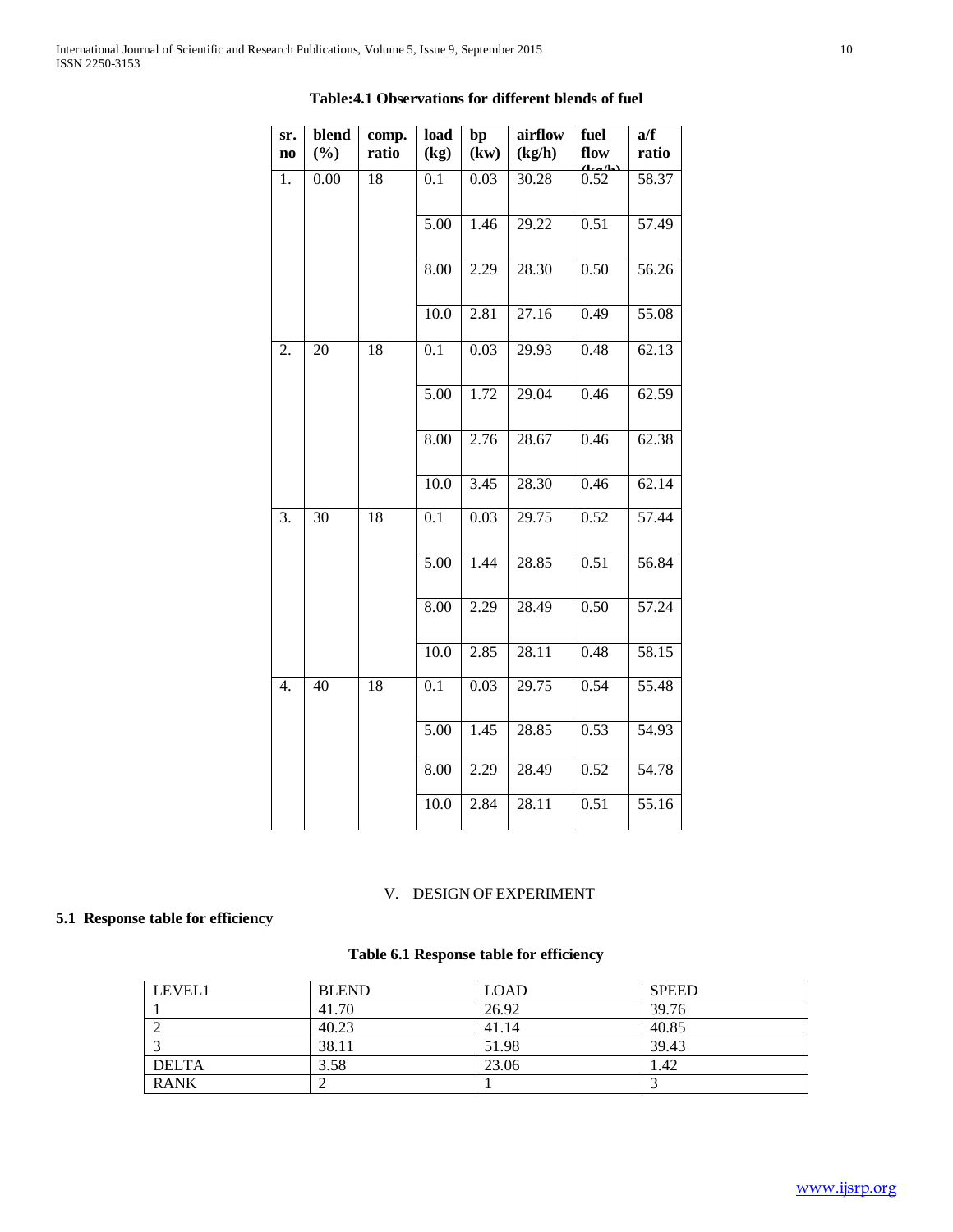**Table:4.1 Observations for different blends of fuel**

| sr. no | blend (%) | comp. ratio | load (kg) | bp (kw) | airflow (kg/h) | fuel flow (kg/h) | a/f ratio |
|---|---|---|---|---|---|---|---|
| 1. | 0.00 | 18 | 0.1 | 0.03 | 30.28 | 0.52 | 58.37 |
| | | | 5.00 | 1.46 | 29.22 | 0.51 | 57.49 |
| | | | 8.00 | 2.29 | 28.30 | 0.50 | 56.26 |
| | | | 10.0 | 2.81 | 27.16 | 0.49 | 55.08 |
| 2. | 20 | 18 | 0.1 | 0.03 | 29.93 | 0.48 | 62.13 |
| | | | 5.00 | 1.72 | 29.04 | 0.46 | 62.59 |
| | | | 8.00 | 2.76 | 28.67 | 0.46 | 62.38 |
| | | | 10.0 | 3.45 | 28.30 | 0.46 | 62.14 |
| 3. | 30 | 18 | 0.1 | 0.03 | 29.75 | 0.52 | 57.44 |
| | | | 5.00 | 1.44 | 28.85 | 0.51 | 56.84 |
| | | | 8.00 | 2.29 | 28.49 | 0.50 | 57.24 |
| | | | 10.0 | 2.85 | 28.11 | 0.48 | 58.15 |
| 4. | 40 | 18 | 0.1 | 0.03 | 29.75 | 0.54 | 55.48 |
| | | | 5.00 | 1.45 | 28.85 | 0.53 | 54.93 |
| | | | 8.00 | 2.29 | 28.49 | 0.52 | 54.78 |
| | | | 10.0 | 2.84 | 28.11 | 0.51 | 55.16 |

## V. DESIGN OF EXPERIMENT

### 5.1 Response table for efficiency

**Table 6.1 Response table for efficiency**

| LEVEL1 | BLEND | LOAD | SPEED |
|---|---|---|---|
| 1 | 41.70 | 26.92 | 39.76 |
| 2 | 40.23 | 41.14 | 40.85 |
| 3 | 38.11 | 51.98 | 39.43 |
| DELTA | 3.58 | 23.06 | 1.42 |
| RANK | 2 | 1 | 3 |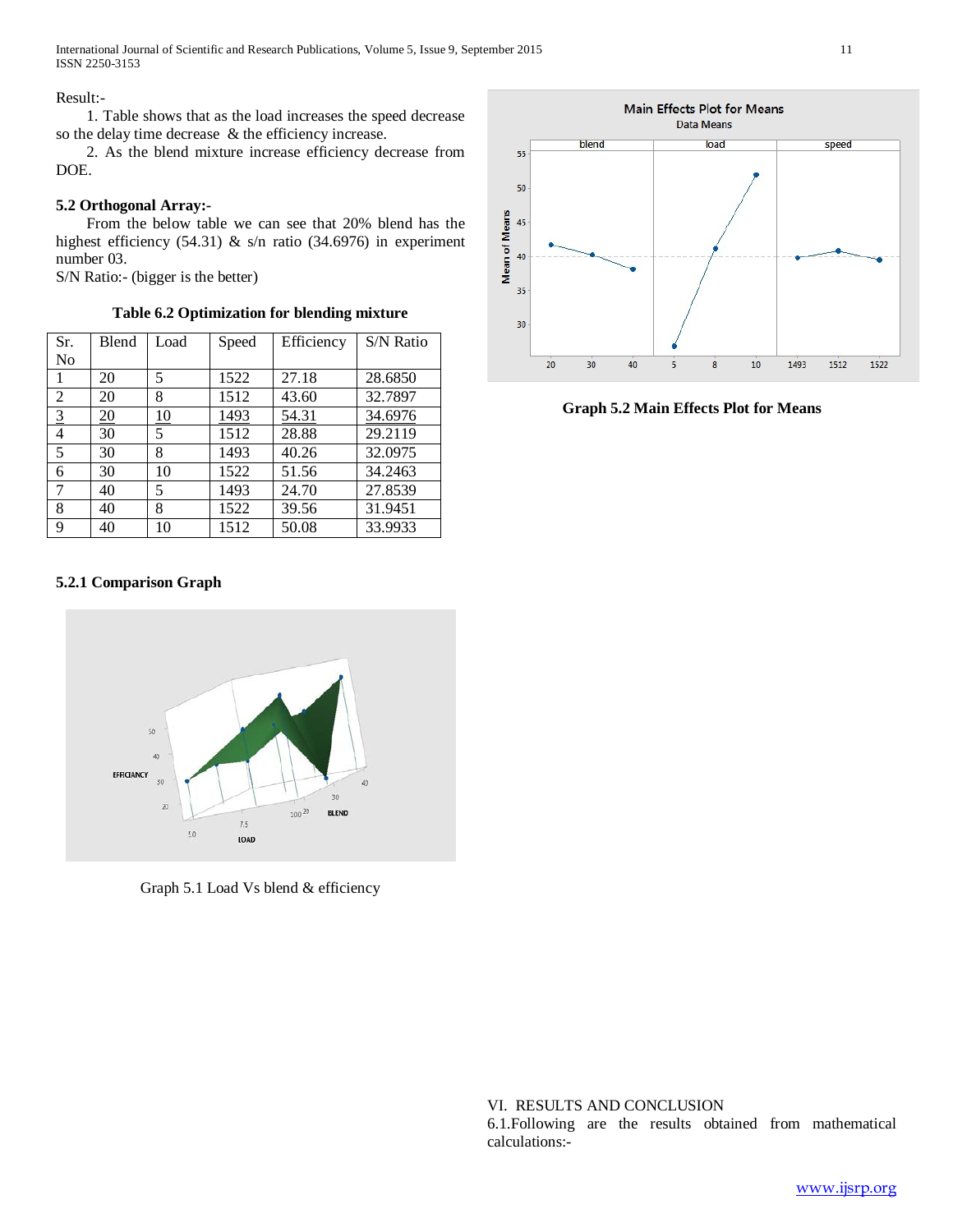Result:-

1. Table shows that as the load increases the speed decrease so the delay time decrease & the efficiency increase.

2. As the blend mixture increase efficiency decrease from DOE.

### 5.2 Orthogonal Array:-

From the below table we can see that 20% blend has the highest efficiency (54.31) & s/n ratio (34.6976) in experiment number 03.

S/N Ratio:- (bigger is the better)

**Table 6.2 Optimization for blending mixture**

| Sr. No | Blend | Load | Speed | Efficiency | S/N Ratio |
|---|---|---|---|---|---|
| 1 | 20 | 5 | 1522 | 27.18 | 28.6850 |
| 2 | 20 | 8 | 1512 | 43.60 | 32.7897 |
| 3 | 20 | 10 | 1493 | 54.31 | 34.6976 |
| 4 | 30 | 5 | 1512 | 28.88 | 29.2119 |
| 5 | 30 | 8 | 1493 | 40.26 | 32.0975 |
| 6 | 30 | 10 | 1522 | 51.56 | 34.2463 |
| 7 | 40 | 5 | 1493 | 24.70 | 27.8539 |
| 8 | 40 | 8 | 1522 | 39.56 | 31.9451 |
| 9 | 40 | 10 | 1512 | 50.08 | 33.9933 |

#### 5.2.1 Comparison Graph

Graph 5.1 Load Vs blend & efficiency

**Graph 5.2 Main Effects Plot for Means**

## VI. RESULTS AND CONCLUSION

6.1.Following are the results obtained from mathematical calculations:-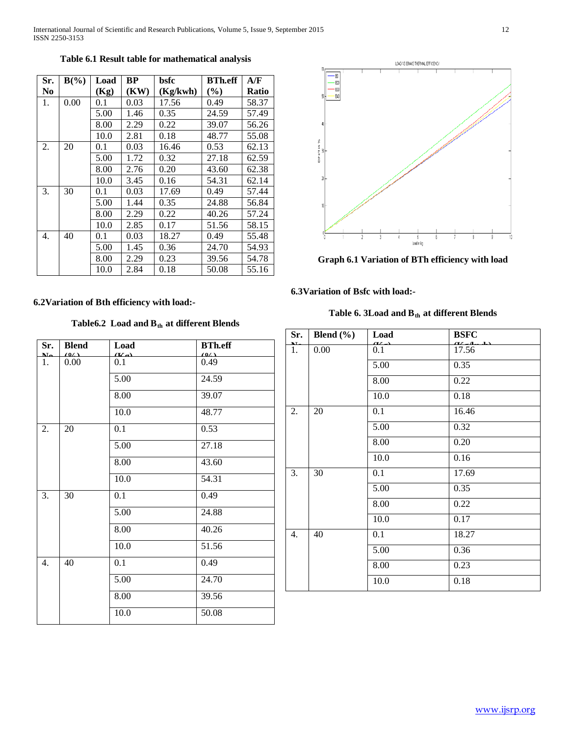**Table 6.1 Result table for mathematical analysis**

| Sr. No | B(%) | Load (Kg) | BP (KW) | bsfc (Kg/kwh) | BTh.eff (%) | A/F Ratio |
|---|---|---|---|---|---|---|
| 1. | 0.00 | 0.1 | 0.03 | 17.56 | 0.49 | 58.37 |
| | | 5.00 | 1.46 | 0.35 | 24.59 | 57.49 |
| | | 8.00 | 2.29 | 0.22 | 39.07 | 56.26 |
| | | 10.0 | 2.81 | 0.18 | 48.77 | 55.08 |
| 2. | 20 | 0.1 | 0.03 | 16.46 | 0.53 | 62.13 |
| | | 5.00 | 1.72 | 0.32 | 27.18 | 62.59 |
| | | 8.00 | 2.76 | 0.20 | 43.60 | 62.38 |
| | | 10.0 | 3.45 | 0.16 | 54.31 | 62.14 |
| 3. | 30 | 0.1 | 0.03 | 17.69 | 0.49 | 57.44 |
| | | 5.00 | 1.44 | 0.35 | 24.88 | 56.84 |
| | | 8.00 | 2.29 | 0.22 | 40.26 | 57.24 |
| | | 10.0 | 2.85 | 0.17 | 51.56 | 58.15 |
| 4. | 40 | 0.1 | 0.03 | 18.27 | 0.49 | 55.48 |
| | | 5.00 | 1.45 | 0.36 | 24.70 | 54.93 |
| | | 8.00 | 2.29 | 0.23 | 39.56 | 54.78 |
| | | 10.0 | 2.84 | 0.18 | 50.08 | 55.16 |

### 6.2Variation of Bth efficiency with load:-

**Table6.2 Load and $B_{th}$ at different Blends**

| Sr. No | Blend (%) | Load (Kg) | BTh.eff (%) |
|---|---|---|---|
| 1. | 0.00 | 0.1 | 0.49 |
| | | 5.00 | 24.59 |
| | | 8.00 | 39.07 |
| | | 10.0 | 48.77 |
| 2. | 20 | 0.1 | 0.53 |
| | | 5.00 | 27.18 |
| | | 8.00 | 43.60 |
| | | 10.0 | 54.31 |
| 3. | 30 | 0.1 | 0.49 |
| | | 5.00 | 24.88 |
| | | 8.00 | 40.26 |
| | | 10.0 | 51.56 |
| 4. | 40 | 0.1 | 0.49 |
| | | 5.00 | 24.70 |
| | | 8.00 | 39.56 |
| | | 10.0 | 50.08 |

**Graph 6.1 Variation of BTh efficiency with load**

### 6.3Variation of Bsfc with load:-

**Table 6. 3Load and $B_{th}$ at different Blends**

| Sr. No | Blend (%) | Load (Kg) | BSFC (Kg/kwh) |
|---|---|---|---|
| 1. | 0.00 | 0.1 | 17.56 |
| | | 5.00 | 0.35 |
| | | 8.00 | 0.22 |
| | | 10.0 | 0.18 |
| 2. | 20 | 0.1 | 16.46 |
| | | 5.00 | 0.32 |
| | | 8.00 | 0.20 |
| | | 10.0 | 0.16 |
| 3. | 30 | 0.1 | 17.69 |
| | | 5.00 | 0.35 |
| | | 8.00 | 0.22 |
| | | 10.0 | 0.17 |
| 4. | 40 | 0.1 | 18.27 |
| | | 5.00 | 0.36 |
| | | 8.00 | 0.23 |
| | | 10.0 | 0.18 |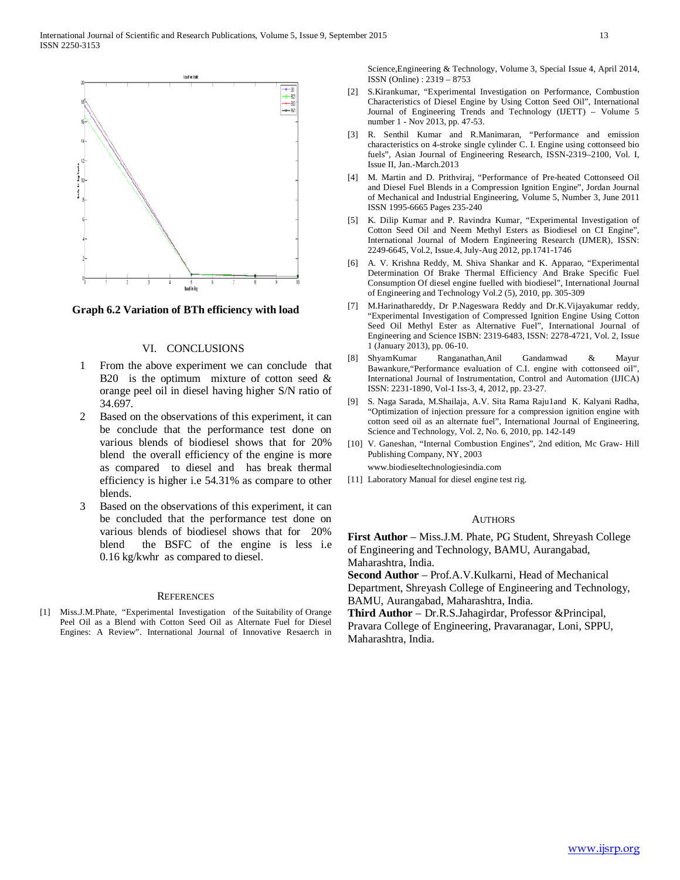load vs bsfc

0 1 2 3 4 5 6 7 8 9 10

load in kg

B30
B20
B10
B40

**Graph 6.2 Variation of BTh efficiency with load**

## VI. CONCLUSIONS

1. From the above experiment we can conclude that B20 is the optimum mixture of cotton seed & orange peel oil in diesel having higher S/N ratio of 34.697.
2. Based on the observations of this experiment, it can be conclude that the performance test done on various blends of biodiesel shows that for 20% blend the overall efficiency of the engine is more as compared to diesel and has break thermal efficiency is higher i.e 54.31% as compare to other blends.
3. Based on the observations of this experiment, it can be concluded that the performance test done on various blends of biodiesel shows that for 20% blend the BSFC of the engine is less i.e 0.16 kg/kwhr as compared to diesel.

## REFERENCES

[1] Miss.J.M.Phate, "Experimental Investigation of the Suitability of Orange Peel Oil as a Blend with Cotton Seed Oil as Alternate Fuel for Diesel Engines: A Review". International Journal of Innovative Resaerch in Science,Engineering & Technology, Volume 3, Special Issue 4, April 2014, ISSN (Online) : 2319 – 8753

[2] S.Kirankumar, "Experimental Investigation on Performance, Combustion Characteristics of Diesel Engine by Using Cotton Seed Oil", International Journal of Engineering Trends and Technology (IJETT) – Volume 5 number 1 - Nov 2013, pp. 47-53.

[3] R. Senthil Kumar and R.Manimaran, "Performance and emission characteristics on 4-stroke single cylinder C. I. Engine using cottonseed bio fuels", Asian Journal of Engineering Research, ISSN-2319–2100, Vol. I, Issue II, Jan.-March.2013

[4] M. Martin and D. Prithviraj, "Performance of Pre-heated Cottonseed Oil and Diesel Fuel Blends in a Compression Ignition Engine", Jordan Journal of Mechanical and Industrial Engineering, Volume 5, Number 3, June 2011 ISSN 1995-6665 Pages 235-240

[5] K. Dilip Kumar and P. Ravindra Kumar, "Experimental Investigation of Cotton Seed Oil and Neem Methyl Esters as Biodiesel on CI Engine", International Journal of Modern Engineering Research (IJMER), ISSN: 2249-6645, Vol.2, Issue.4, July-Aug 2012, pp.1741-1746

[6] A. V. Krishna Reddy, M. Shiva Shankar and K. Apparao, "Experimental Determination Of Brake Thermal Efficiency And Brake Specific Fuel Consumption Of diesel engine fuelled with biodiesel", International Journal of Engineering and Technology Vol.2 (5), 2010, pp. 305-309

[7] M.Harinathareddy, Dr P.Nageswara Reddy and Dr.K.Vijayakumar reddy, "Experimental Investigation of Compressed Ignition Engine Using Cotton Seed Oil Methyl Ester as Alternative Fuel", International Journal of Engineering and Science ISBN: 2319-6483, ISSN: 2278-4721, Vol. 2, Issue 1 (January 2013), pp. 06-10.

[8] ShyamKumar Ranganathan,Anil Gandamwad & Mayur Bawankure,"Performance evaluation of C.I. engine with cottonseed oil", International Journal of Instrumentation, Control and Automation (IJICA) ISSN: 2231-1890, Vol-1 Iss-3, 4, 2012, pp. 23-27.

[9] S. Naga Sarada, M.Shailaja, A.V. Sita Rama Raju1and K. Kalyani Radha, "Optimization of injection pressure for a compression ignition engine with cotton seed oil as an alternate fuel", International Journal of Engineering, Science and Technology, Vol. 2, No. 6, 2010, pp. 142-149

[10] V. Ganeshan, "Internal Combustion Engines", 2nd edition, Mc Graw- Hill Publishing Company, NY, 2003
www.biodieseltechnologiesindia.com

[11] Laboratory Manual for diesel engine test rig.

## AUTHORS

**First Author** – Miss.J.M. Phate, PG Student, Shreyash College of Engineering and Technology, BAMU, Aurangabad, Maharashtra, India.

**Second Author** – Prof.A.V.Kulkarni, Head of Mechanical Department, Shreyash College of Engineering and Technology, BAMU, Aurangabad, Maharashtra, India.

**Third Author** – Dr.R.S.Jahagirdar, Professor &Principal, Pravara College of Engineering, Pravaranagar, Loni, SPPU, Maharashtra, India.